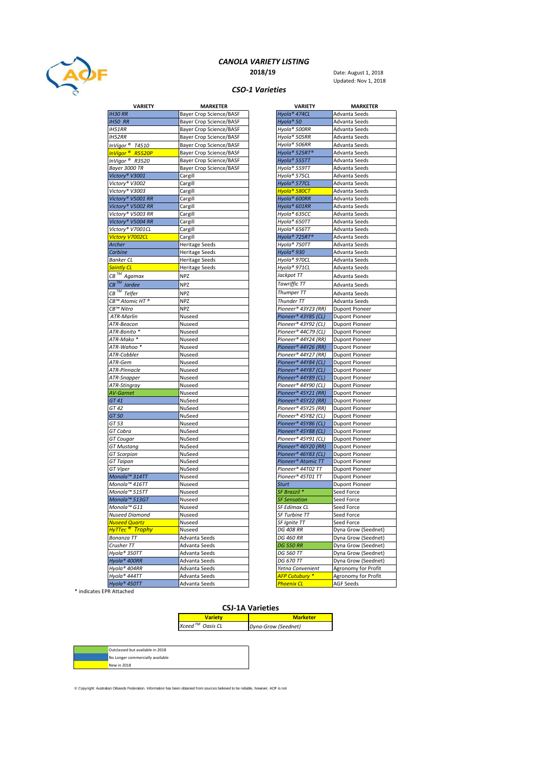# CANOLA VARIETY LISTING

**2018/19**

Date: August 1, 2018
Updated: Nov 1, 2018

## CSO-1 Varieties

| VARIETY | MARKETER | VARIETY | MARKETER |
|---|---|---|---|
| *IH30 RR* | Bayer Crop Science/BASF | *Hyola® 474CL* | Advanta Seeds |
| *IH50 RR* | Bayer Crop Science/BASF | *Hyola® 50* | Advanta Seeds |
| *IH51RR* | Bayer Crop Science/BASF | *Hyola® 500RR* | Advanta Seeds |
| *IH52RR* | Bayer Crop Science/BASF | *Hyola® 505RR* | Advanta Seeds |
| *InVigor ® T4510* | Bayer Crop Science/BASF | *Hyola® 506RR* | Advanta Seeds |
| *InVigor ® R5520P* | Bayer Crop Science/BASF | *Hyola® 525RT®* | Advanta Seeds |
| *InVigor ® R3520* | Bayer Crop Science/BASF | *Hyola® 555TT* | Advanta Seeds |
| *Bayer 3000 TR* | Bayer Crop Science/BASF | *Hyola® 559TT* | Advanta Seeds |
| *Victory® V3001* | Cargill | *Hyola® 575CL* | Advanta Seeds |
| *Victory® V3002* | Cargill | *Hyola® 577CL* | Advanta Seeds |
| *Victory® V3003* | Cargill | *Hyola® 580CT* | Advanta Seeds |
| *Victory® V5001 RR* | Cargill | *Hyola® 600RR* | Advanta Seeds |
| *Victory® V5002 RR* | Cargill | *Hyola® 601RR* | Advanta Seeds |
| *Victory® V5003 RR* | Cargill | *Hyola® 635CC* | Advanta Seeds |
| *Victory® V5004 RR* | Cargill | *Hyola® 650TT* | Advanta Seeds |
| *Victory® V7001CL* | Cargill | *Hyola® 656TT* | Advanta Seeds |
| *Victory V7002CL* | Cargill | *Hyola® 725RT®* | Advanta Seeds |
| *Archer* | Heritage Seeds | *Hyola® 750TT* | Advanta Seeds |
| *Carbine* | Heritage Seeds | *Hyola® 930* | Advanta Seeds |
| *Banker CL* | Heritage Seeds | *Hyola® 970CL* | Advanta Seeds |
| *Saintly CL* | Heritage Seeds | *Hyola® 971CL* | Advanta Seeds |
| *CB™ Agamax* | NPZ | *Jackpot TT* | Advanta Seeds |
| *CB™ Jardee* | NPZ | *Tawriffic TT* | Advanta Seeds |
| *CB™ Telfer* | NPZ | *Thumper TT* | Advanta Seeds |
| *CB™ Atomic HT ®* | NPZ | *Thunder TT* | Advanta Seeds |
| *CB™ Nitro* | NPZ | *Pioneer® 43Y23 (RR)* | Dupont Pioneer |
| *ATR-Marlin* | Nuseed | *Pioneer® 43Y85 (CL)* | Dupont Pioneer |
| *ATR-Beacon* | Nuseed | *Pioneer® 43Y92 (CL)* | Dupont Pioneer |
| *ATR-Bonito ** | Nuseed | *Pioneer® 44C79 (CL)* | Dupont Pioneer |
| *ATR-Mako ** | Nuseed | *Pioneer® 44Y24 (RR)* | Dupont Pioneer |
| *ATR-Wahoo ** | Nuseed | *Pioneer® 44Y26 (RR)* | Dupont Pioneer |
| *ATR-Cobbler* | Nuseed | *Pioneer® 44Y27 (RR)* | Dupont Pioneer |
| *ATR-Gem* | Nuseed | *Pioneer® 44Y84 (CL)* | Dupont Pioneer |
| *ATR-Pinnacle* | Nuseed | *Pioneer® 44Y87 (CL)* | Dupont Pioneer |
| *ATR-Snapper* | Nuseed | *Pioneer® 44Y89 (CL)* | Dupont Pioneer |
| *ATR-Stingray* | Nuseed | *Pioneer® 44Y90 (CL)* | Dupont Pioneer |
| *AV-Garnet* | Nuseed | *Pioneer® 45Y21 (RR)* | Dupont Pioneer |
| *GT 41* | NuSeed | *Pioneer® 45Y22 (RR)* | Dupont Pioneer |
| *GT 42* | NuSeed | *Pioneer® 45Y25 (RR)* | Dupont Pioneer |
| *GT 50* | NuSeed | *Pioneer® 45Y82 (CL)* | Dupont Pioneer |
| *GT 53* | Nuseed | *Pioneer® 45Y86 (CL)* | Dupont Pioneer |
| *GT Cobra* | NuSeed | *Pioneer® 45Y88 (CL)* | Dupont Pioneer |
| *GT Cougar* | NuSeed | *Pioneer® 45Y91 (CL)* | Dupont Pioneer |
| *GT Mustang* | NuSeed | *Pioneer® 46Y20 (RR)* | Dupont Pioneer |
| *GT Scorpion* | NuSeed | *Pioneer® 46Y83 (CL)* | Dupont Pioneer |
| *GT Taipan* | NuSeed | *Pioneer® Atomic TT* | Dupont Pioneer |
| *GT Viper* | NuSeed | *Pioneer® 44T02 TT* | Dupont Pioneer |
| *Monola™ 314TT* | Nuseed | *Pioneer® 45T01 TT* | Dupont Pioneer |
| *Monola™ 416TT* | Nuseed | *Sturt* | Dupont Pioneer |
| *Monola™ 515TT* | Nuseed | *SF Brazzil ** | Seed Force |
| *Monola™ 513GT* | Nuseed | *SF Sensation* | Seed Force |
| *Monola™ G11* | Nuseed | *SF Edimax CL* | Seed Force |
| *Nuseed Diamond* | Nuseed | *SF Turbine TT* | Seed Force |
| *Nuseed Quartz* | Nuseed | *SF Ignite TT* | Seed Force |
| *HyTTec ® Trophy* | Nuseed | *DG 408 RR* | Dyna Grow (Seednet) |
| *Bonanza TT* | Advanta Seeds | *DG 460 RR* | Dyna Grow (Seednet) |
| *Crusher TT* | Advanta Seeds | *DG 550 RR* | Dyna Grow (Seednet) |
| *Hyola® 350TT* | Advanta Seeds | *DG 560 TT* | Dyna Grow (Seednet) |
| *Hyola® 400RR* | Advanta Seeds | *DG 670 TT* | Dyna Grow (Seednet) |
| *Hyola® 404RR* | Advanta Seeds | *Yetna Convenient* | Agronomy for Profit |
| *Hyola® 444TT* | Advanta Seeds | *AFP Cutubury ** | Agronomy for Profit |
| *Hyola® 450TT* | Advanta Seeds | *Phoenix CL* | AGF Seeds |

\* indicates EPR Attached

## CSJ-1A Varieties

| Variety | Marketer |
|---|---|
| *Xceed™ Oasis CL* | *Dyna-Grow (Seednet)* |

| | |
|---|---|
| | Outclassed but available in 2018 |
| | No Longer commercially available |
| | New in 2018 |

© Copyright: Australian Oilseeds Federation. Information has been obtained from sources believed to be reliable, however, AOF is not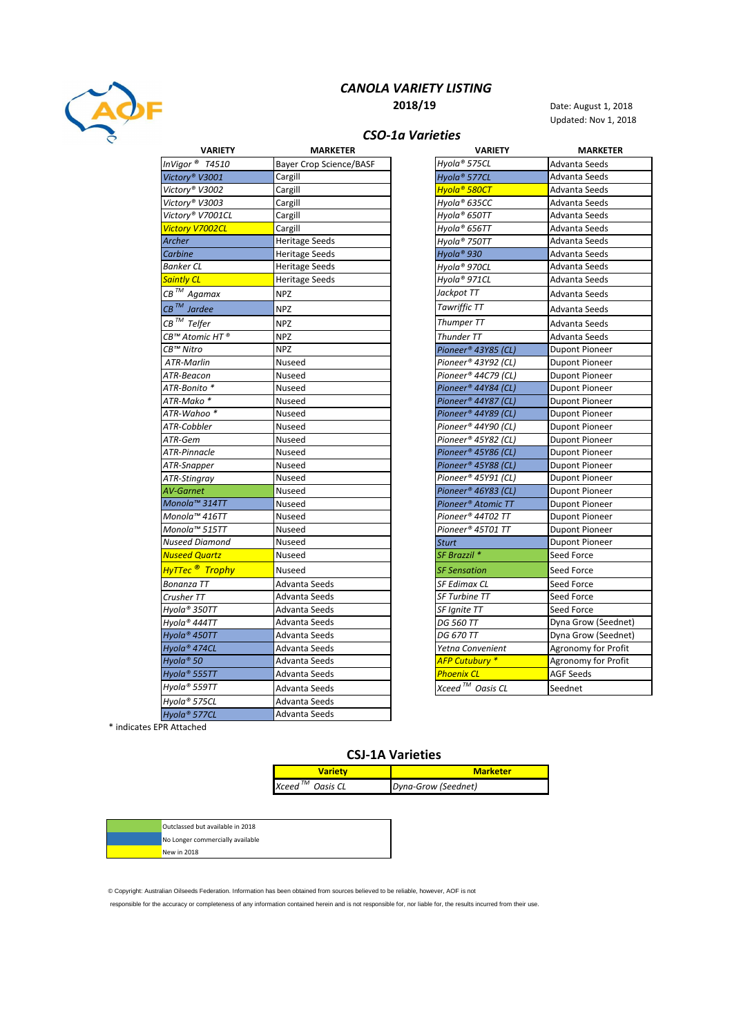# CANOLA VARIETY LISTING

**2018/19**

Date: August 1, 2018
Updated: Nov 1, 2018

## CSO-1a Varieties

| VARIETY | MARKETER |
|---|---|
| *InVigor ® T4510* | Bayer Crop Science/BASF |
| *Victory® V3001* | Cargill |
| *Victory® V3002* | Cargill |
| *Victory® V3003* | Cargill |
| *Victory® V7001CL* | Cargill |
| *Victory V7002CL* | Cargill |
| *Archer* | Heritage Seeds |
| *Carbine* | Heritage Seeds |
| *Banker CL* | Heritage Seeds |
| *Saintly CL* | Heritage Seeds |
| *CB ™ Agamax* | NPZ |
| *CB ™ Jardee* | NPZ |
| *CB ™ Telfer* | NPZ |
| *CB™ Atomic HT ®* | NPZ |
| *CB™ Nitro* | NPZ |
| *ATR-Marlin* | Nuseed |
| *ATR-Beacon* | Nuseed |
| *ATR-Bonito ** | Nuseed |
| *ATR-Mako ** | Nuseed |
| *ATR-Wahoo ** | Nuseed |
| *ATR-Cobbler* | Nuseed |
| *ATR-Gem* | Nuseed |
| *ATR-Pinnacle* | Nuseed |
| *ATR-Snapper* | Nuseed |
| *ATR-Stingray* | Nuseed |
| *AV-Garnet* | Nuseed |
| *Monola™ 314TT* | Nuseed |
| *Monola™ 416TT* | Nuseed |
| *Monola™ 515TT* | Nuseed |
| *Nuseed Diamond* | Nuseed |
| *Nuseed Quartz* | Nuseed |
| *HyTTec ® Trophy* | Nuseed |
| *Bonanza TT* | Advanta Seeds |
| *Crusher TT* | Advanta Seeds |
| *Hyola® 350TT* | Advanta Seeds |
| *Hyola® 444TT* | Advanta Seeds |
| *Hyola® 450TT* | Advanta Seeds |
| *Hyola® 474CL* | Advanta Seeds |
| *Hyola® 50* | Advanta Seeds |
| *Hyola® 555TT* | Advanta Seeds |
| *Hyola® 559TT* | Advanta Seeds |
| *Hyola® 575CL* | Advanta Seeds |
| *Hyola® 577CL* | Advanta Seeds |
| *Hyola® 575CL* | Advanta Seeds |
| *Hyola® 577CL* | Advanta Seeds |
| *Hyola® 580CT* | Advanta Seeds |
| *Hyola® 635CC* | Advanta Seeds |
| *Hyola® 650TT* | Advanta Seeds |
| *Hyola® 656TT* | Advanta Seeds |
| *Hyola® 750TT* | Advanta Seeds |
| *Hyola® 930* | Advanta Seeds |
| *Hyola® 970CL* | Advanta Seeds |
| *Hyola® 971CL* | Advanta Seeds |
| *Jackpot TT* | Advanta Seeds |
| *Tawriffic TT* | Advanta Seeds |
| *Thumper TT* | Advanta Seeds |
| *Thunder TT* | Advanta Seeds |
| *Pioneer® 43Y85 (CL)* | Dupont Pioneer |
| *Pioneer® 43Y92 (CL)* | Dupont Pioneer |
| *Pioneer® 44C79 (CL)* | Dupont Pioneer |
| *Pioneer® 44Y84 (CL)* | Dupont Pioneer |
| *Pioneer® 44Y87 (CL)* | Dupont Pioneer |
| *Pioneer® 44Y89 (CL)* | Dupont Pioneer |
| *Pioneer® 44Y90 (CL)* | Dupont Pioneer |
| *Pioneer® 45Y82 (CL)* | Dupont Pioneer |
| *Pioneer® 45Y86 (CL)* | Dupont Pioneer |
| *Pioneer® 45Y88 (CL)* | Dupont Pioneer |
| *Pioneer® 45Y91 (CL)* | Dupont Pioneer |
| *Pioneer® 46Y83 (CL)* | Dupont Pioneer |
| *Pioneer® Atomic TT* | Dupont Pioneer |
| *Pioneer® 44T02 TT* | Dupont Pioneer |
| *Pioneer® 45T01 TT* | Dupont Pioneer |
| *Sturt* | Dupont Pioneer |
| *SF Brazzil ** | Seed Force |
| *SF Sensation* | Seed Force |
| *SF Edimax CL* | Seed Force |
| *SF Turbine TT* | Seed Force |
| *SF Ignite TT* | Seed Force |
| *DG 560 TT* | Dyna Grow (Seednet) |
| *DG 670 TT* | Dyna Grow (Seednet) |
| *Yetna Convenient* | Agronomy for Profit |
| *AFP Cutubury ** | Agronomy for Profit |
| *Phoenix CL* | AGF Seeds |
| *Xceed ™ Oasis CL* | Seednet |

\* indicates EPR Attached

## CSJ-1A Varieties

| Variety | Marketer |
|---|---|
| *Xceed ™ Oasis CL* | *Dyna-Grow (Seednet)* |

| Colour | Legend |
|---|---|
| Green | Outclassed but available in 2018 |
| Blue | No Longer commercially available |
| Yellow | New in 2018 |

© Copyright: Australian Oilseeds Federation. Information has been obtained from sources believed to be reliable, however, AOF is not responsible for the accuracy or completeness of any information contained herein and is not responsible for, nor liable for, the results incurred from their use.